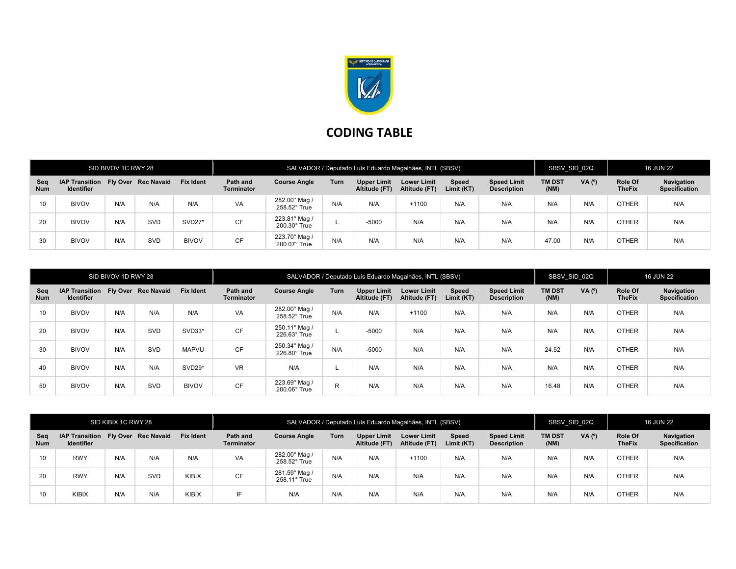# CODING TABLE

| SID BIVOV 1C RWY 28 | | | | | SALVADOR / Deputado Luís Eduardo Magalhães, INTL (SBSV) | | | | | | | SBSV_SID_02Q | | 16 JUN 22 | |
|---|---|---|---|---|---|---|---|---|---|---|---|---|---|---|---|
| **Seq Num** | **IAP Transition Identifier** | **Fly Over** | **Rec Navaid** | **Fix Ident** | **Path and Terminator** | **Course Angle** | **Turn** | **Upper Limit Altitude (FT)** | **Lower Limit Altitude (FT)** | **Speed Limit (KT)** | **Speed Limit Description** | **TM DST (NM)** | **VA (º)** | **Role Of TheFix** | **Navigation Specification** |
| 10 | BIVOV | N/A | N/A | N/A | VA | 282.00° Mag / 258.52° True | N/A | N/A | +1100 | N/A | N/A | N/A | N/A | OTHER | N/A |
| 20 | BIVOV | N/A | SVD | SVD27* | CF | 223.81° Mag / 200.30° True | L | -5000 | N/A | N/A | N/A | N/A | N/A | OTHER | N/A |
| 30 | BIVOV | N/A | SVD | BIVOV | CF | 223.70° Mag / 200.07° True | N/A | N/A | N/A | N/A | N/A | 47.00 | N/A | OTHER | N/A |

| SID BIVOV 1D RWY 28 | | | | | SALVADOR / Deputado Luís Eduardo Magalhães, INTL (SBSV) | | | | | | | SBSV_SID_02Q | | 16 JUN 22 | |
|---|---|---|---|---|---|---|---|---|---|---|---|---|---|---|---|
| **Seq Num** | **IAP Transition Identifier** | **Fly Over** | **Rec Navaid** | **Fix Ident** | **Path and Terminator** | **Course Angle** | **Turn** | **Upper Limit Altitude (FT)** | **Lower Limit Altitude (FT)** | **Speed Limit (KT)** | **Speed Limit Description** | **TM DST (NM)** | **VA (º)** | **Role Of TheFix** | **Navigation Specification** |
| 10 | BIVOV | N/A | N/A | N/A | VA | 282.00° Mag / 258.52° True | N/A | N/A | +1100 | N/A | N/A | N/A | N/A | OTHER | N/A |
| 20 | BIVOV | N/A | SVD | SVD33* | CF | 250.11° Mag / 226.63° True | L | -5000 | N/A | N/A | N/A | N/A | N/A | OTHER | N/A |
| 30 | BIVOV | N/A | SVD | MAPVU | CF | 250.34° Mag / 226.80° True | N/A | -5000 | N/A | N/A | N/A | 24.52 | N/A | OTHER | N/A |
| 40 | BIVOV | N/A | N/A | SVD29* | VR | N/A | L | N/A | N/A | N/A | N/A | N/A | N/A | OTHER | N/A |
| 50 | BIVOV | N/A | SVD | BIVOV | CF | 223.69° Mag / 200.06° True | R | N/A | N/A | N/A | N/A | 16.48 | N/A | OTHER | N/A |

| SID KIBIX 1C RWY 28 | | | | | SALVADOR / Deputado Luís Eduardo Magalhães, INTL (SBSV) | | | | | | | SBSV_SID_02Q | | 16 JUN 22 | |
|---|---|---|---|---|---|---|---|---|---|---|---|---|---|---|---|
| **Seq Num** | **IAP Transition Identifier** | **Fly Over** | **Rec Navaid** | **Fix Ident** | **Path and Terminator** | **Course Angle** | **Turn** | **Upper Limit Altitude (FT)** | **Lower Limit Altitude (FT)** | **Speed Limit (KT)** | **Speed Limit Description** | **TM DST (NM)** | **VA (º)** | **Role Of TheFix** | **Navigation Specification** |
| 10 | RWY | N/A | N/A | N/A | VA | 282.00° Mag / 258.52° True | N/A | N/A | +1100 | N/A | N/A | N/A | N/A | OTHER | N/A |
| 20 | RWY | N/A | SVD | KIBIX | CF | 281.59° Mag / 258.11° True | N/A | N/A | N/A | N/A | N/A | N/A | N/A | OTHER | N/A |
| 10 | KIBIX | N/A | N/A | KIBIX | IF | N/A | N/A | N/A | N/A | N/A | N/A | N/A | N/A | OTHER | N/A |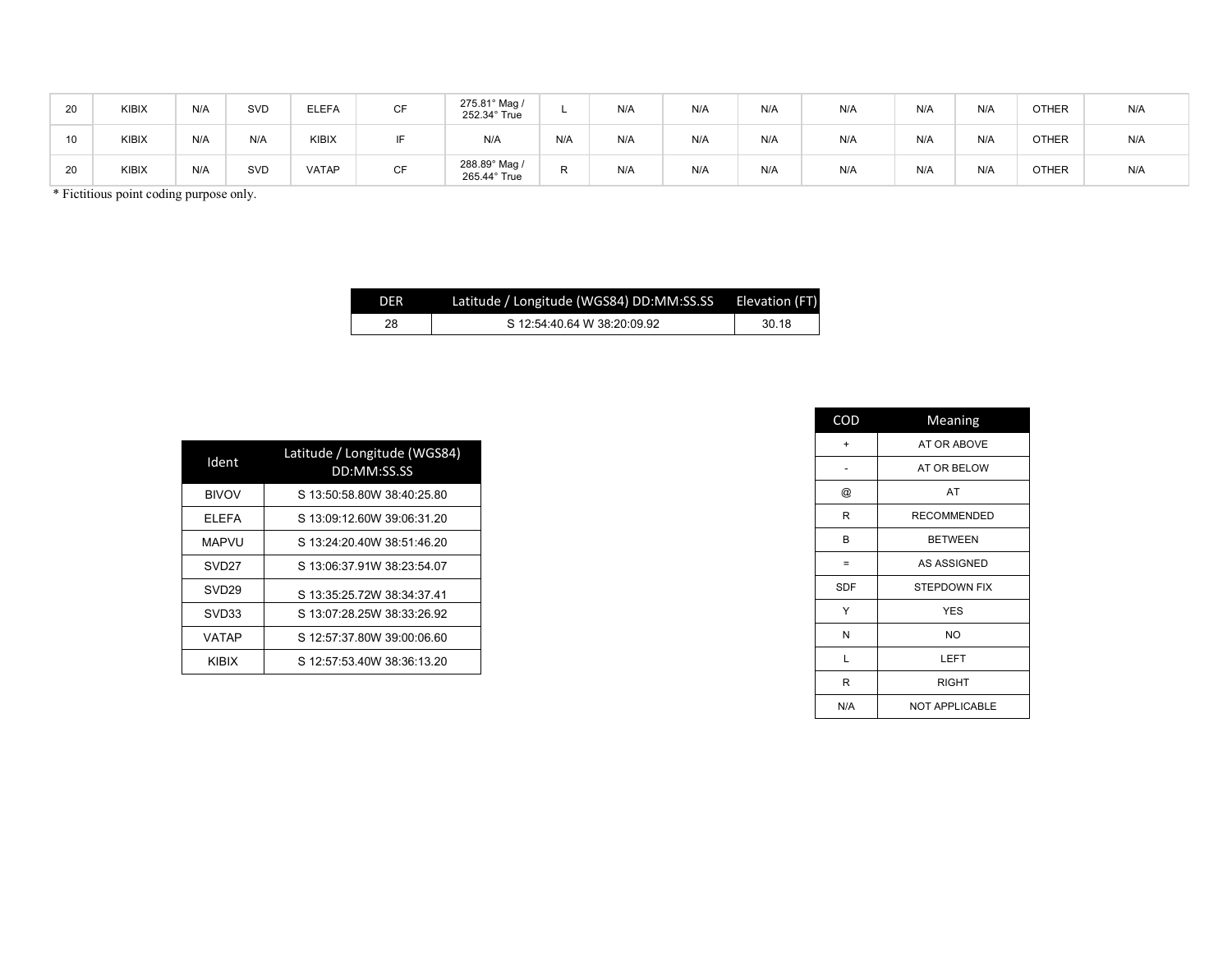| | | | | | | | | | | | | | | | |
|---|---|---|---|---|---|---|---|---|---|---|---|---|---|---|---|
| 20 | KIBIX | N/A | SVD | ELEFA | CF | 275.81° Mag / 252.34° True | L | N/A | N/A | N/A | N/A | N/A | N/A | OTHER | N/A |
| 10 | KIBIX | N/A | N/A | KIBIX | IF | N/A | N/A | N/A | N/A | N/A | N/A | N/A | N/A | OTHER | N/A |
| 20 | KIBIX | N/A | SVD | VATAP | CF | 288.89° Mag / 265.44° True | R | N/A | N/A | N/A | N/A | N/A | N/A | OTHER | N/A |

* Fictitious point coding purpose only.

| DER | Latitude / Longitude (WGS84) DD:MM:SS.SS | Elevation (FT) |
|---|---|---|
| 28 | S 12:54:40.64 W 38:20:09.92 | 30.18 |

| Ident | Latitude / Longitude (WGS84) DD:MM:SS.SS |
|---|---|
| BIVOV | S 13:50:58.80W 38:40:25.80 |
| ELEFA | S 13:09:12.60W 39:06:31.20 |
| MAPVU | S 13:24:20.40W 38:51:46.20 |
| SVD27 | S 13:06:37.91W 38:23:54.07 |
| SVD29 | S 13:35:25.72W 38:34:37.41 |
| SVD33 | S 13:07:28.25W 38:33:26.92 |
| VATAP | S 12:57:37.80W 39:00:06.60 |
| KIBIX | S 12:57:53.40W 38:36:13.20 |

| COD | Meaning |
|---|---|
| + | AT OR ABOVE |
| - | AT OR BELOW |
| @ | AT |
| R | RECOMMENDED |
| B | BETWEEN |
| = | AS ASSIGNED |
| SDF | STEPDOWN FIX |
| Y | YES |
| N | NO |
| L | LEFT |
| R | RIGHT |
| N/A | NOT APPLICABLE |